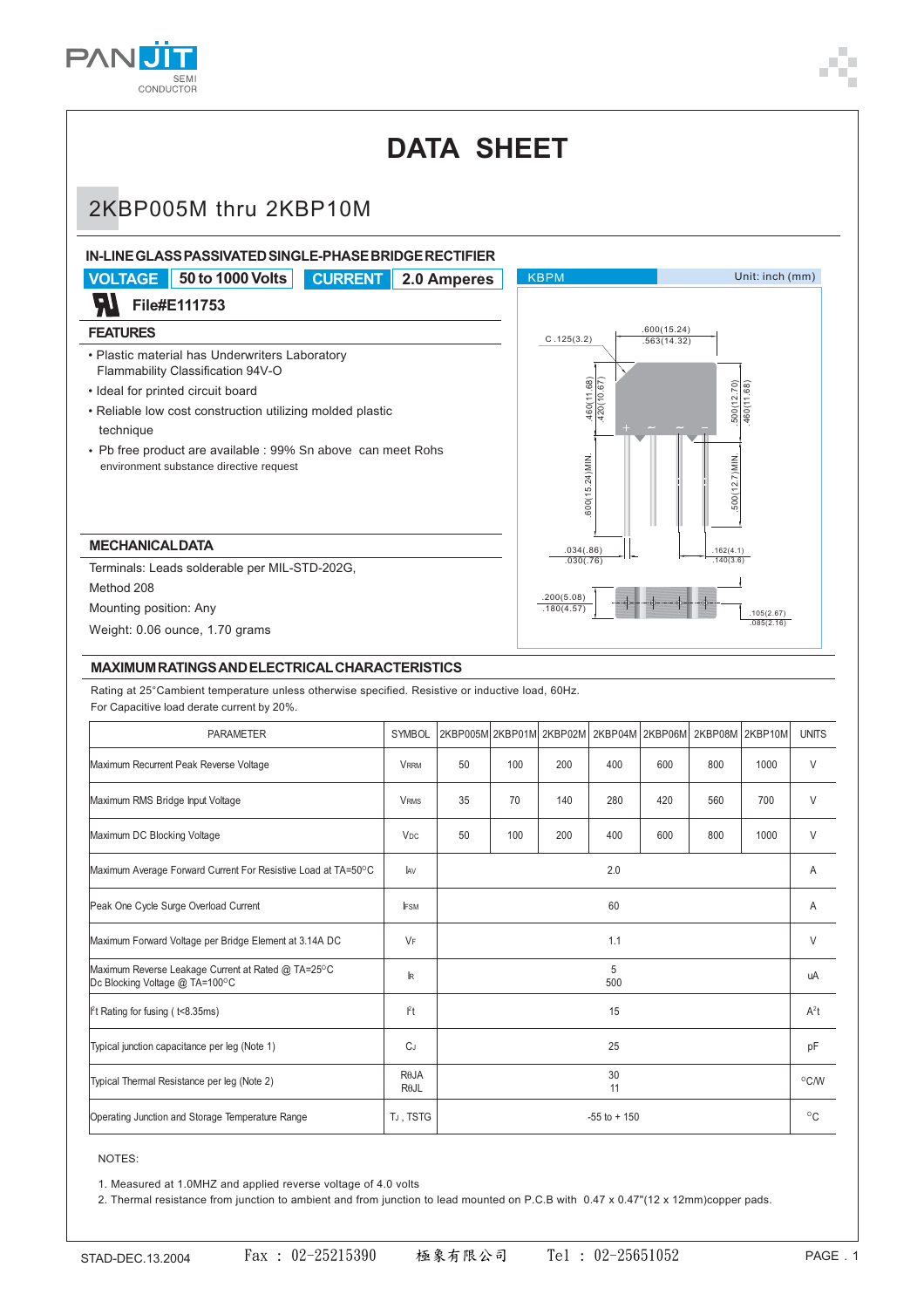# DATA SHEET

## 2KBP005M thru 2KBP10M

### IN-LINE GLASS PASSIVATED SINGLE-PHASE BRIDGE RECTIFIER

**VOLTAGE** 50 to 1000 Volts **CURRENT** 2.0 Amperes

File#E111753

KBPM Unit: inch (mm)

### FEATURES

- Plastic material has Underwriters Laboratory Flammability Classification 94V-O
- Ideal for printed circuit board
- Reliable low cost construction utilizing molded plastic technique
- Pb free product are available : 99% Sn above can meet Rohs environment substance directive request

### MECHANICAL DATA

Terminals: Leads solderable per MIL-STD-202G, Method 208

Mounting position: Any

Weight: 0.06 ounce, 1.70 grams

### MAXIMUM RATINGS AND ELECTRICAL CHARACTERISTICS

Rating at 25°Cambient temperature unless otherwise specified. Resistive or inductive load, 60Hz.
For Capacitive load derate current by 20%.

| PARAMETER | SYMBOL | 2KBP005M | 2KBP01M | 2KBP02M | 2KBP04M | 2KBP06M | 2KBP08M | 2KBP10M | UNITS |
|---|---|---|---|---|---|---|---|---|---|
| Maximum Recurrent Peak Reverse Voltage | $V_{RRM}$ | 50 | 100 | 200 | 400 | 600 | 800 | 1000 | V |
| Maximum RMS Bridge Input Voltage | $V_{RMS}$ | 35 | 70 | 140 | 280 | 420 | 560 | 700 | V |
| Maximum DC Blocking Voltage | $V_{DC}$ | 50 | 100 | 200 | 400 | 600 | 800 | 1000 | V |
| Maximum Average Forward Current For Resistive Load at TA=50°C | $I_{AV}$ | 2.0 | | | | | | | A |
| Peak One Cycle Surge Overload Current | $I_{FSM}$ | 60 | | | | | | | A |
| Maximum Forward Voltage per Bridge Element at 3.14A DC | $V_F$ | 1.1 | | | | | | | V |
| Maximum Reverse Leakage Current at Rated @ TA=25°C<br>Dc Blocking Voltage @ TA=100°C | $I_R$ | 5<br>500 | | | | | | | uA |
| $I^2t$ Rating for fusing ( t<8.35ms) | $I^2t$ | 15 | | | | | | | $A^2t$ |
| Typical junction capacitance per leg (Note 1) | $C_J$ | 25 | | | | | | | pF |
| Typical Thermal Resistance per leg (Note 2) | $R_{\theta JA}$<br>$R_{\theta JL}$ | 30<br>11 | | | | | | | °C/W |
| Operating Junction and Storage Temperature Range | $T_J$ , TSTG | -55 to + 150 | | | | | | | °C |

NOTES:

1. Measured at 1.0MHZ and applied reverse voltage of 4.0 volts
2. Thermal resistance from junction to ambient and from junction to lead mounted on P.C.B with 0.47 x 0.47"(12 x 12mm)copper pads.

STAD-DEC.13.2004 Fax : 02-25215390 極象有限公司 Tel : 02-25651052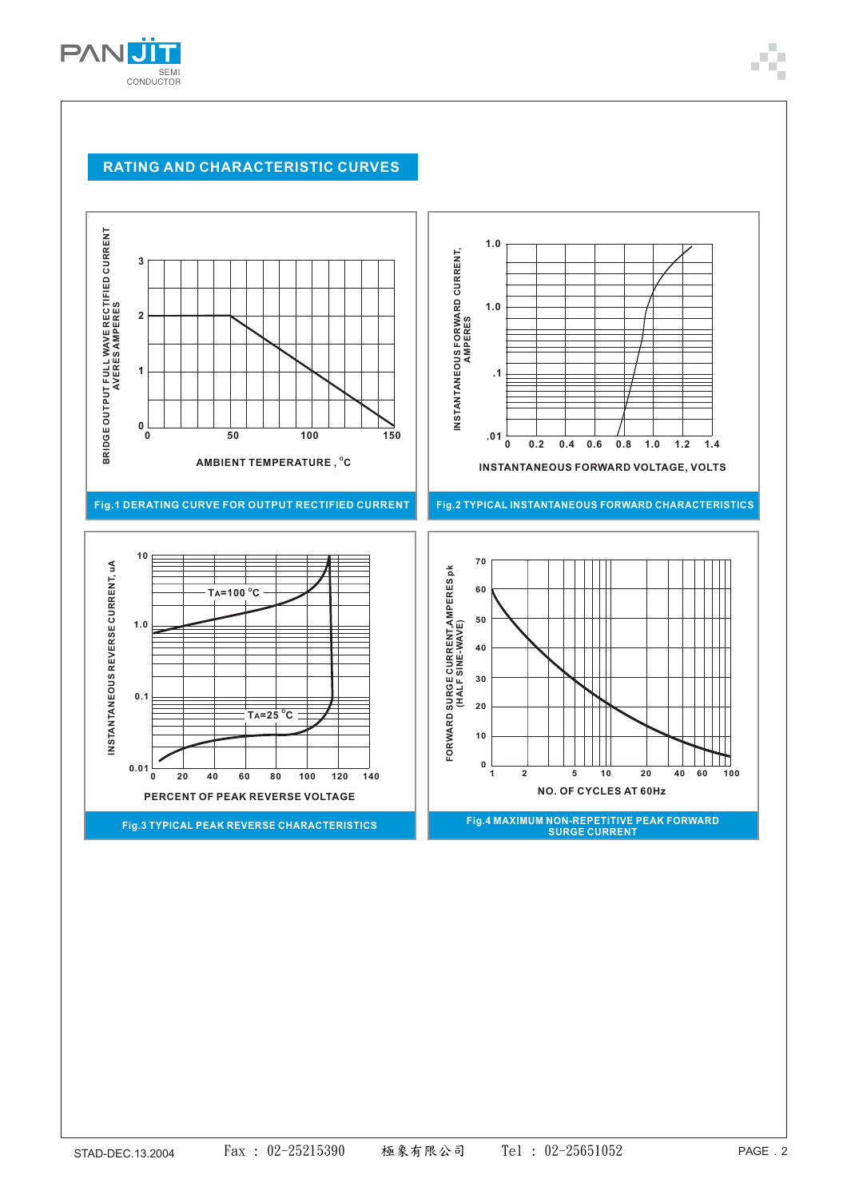## RATING AND CHARACTERISTIC CURVES

BRIDGE OUTPUT FULL WAVE RECTIFIED CURRENT AVERES AMPERES

3
2
1
0

0 50 100 150

AMBIENT TEMPERATURE , °C

Fig.1 DERATING CURVE FOR OUTPUT RECTIFIED CURRENT

INSTANTANEOUS FORWARD CURRENT, AMPERES

1.0
1.0
.1
.01

0 0.2 0.4 0.6 0.8 1.0 1.2 1.4

INSTANTANEOUS FORWARD VOLTAGE, VOLTS

Fig.2 TYPICAL INSTANTANEOUS FORWARD CHARACTERISTICS

INSTANTANEOUS REVERSE CURRENT, uA

10
1.0
0.1
0.01

TA=100 °C

TA=25 °C

0 20 40 60 80 100 120 140

PERCENT OF PEAK REVERSE VOLTAGE

Fig.3 TYPICAL PEAK REVERSE CHARACTERISTICS

FORWARD SURGE CURRENT,AMPERES pk (HALF SINE-WAVE)

70
60
50
40
30
20
10
0

1 2 5 10 20 40 60 100

NO. OF CYCLES AT 60Hz

Fig.4 MAXIMUM NON-REPETITIVE PEAK FORWARD SURGE CURRENT

STAD-DEC.13.2004 Fax : 02-25215390 極象有限公司 Tel : 02-25651052